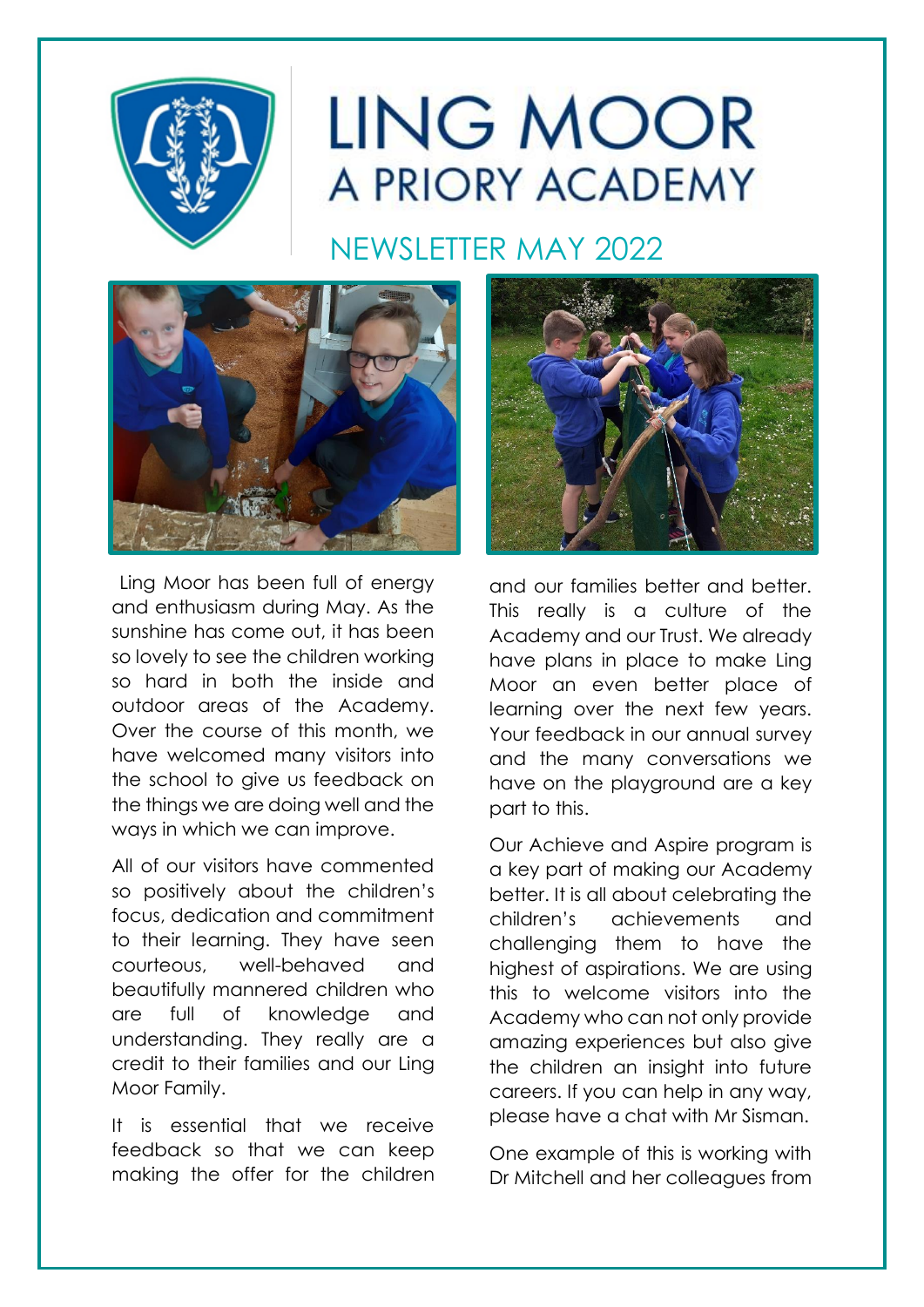# LING MOOR
## A PRIORY ACADEMY

## NEWSLETTER MAY 2022

Ling Moor has been full of energy and enthusiasm during May. As the sunshine has come out, it has been so lovely to see the children working so hard in both the inside and outdoor areas of the Academy. Over the course of this month, we have welcomed many visitors into the school to give us feedback on the things we are doing well and the ways in which we can improve.

All of our visitors have commented so positively about the children's focus, dedication and commitment to their learning. They have seen courteous, well-behaved and beautifully mannered children who are full of knowledge and understanding. They really are a credit to their families and our Ling Moor Family.

It is essential that we receive feedback so that we can keep making the offer for the children and our families better and better. This really is a culture of the Academy and our Trust. We already have plans in place to make Ling Moor an even better place of learning over the next few years. Your feedback in our annual survey and the many conversations we have on the playground are a key part to this.

Our Achieve and Aspire program is a key part of making our Academy better. It is all about celebrating the children's achievements and challenging them to have the highest of aspirations. We are using this to welcome visitors into the Academy who can not only provide amazing experiences but also give the children an insight into future careers. If you can help in any way, please have a chat with Mr Sisman.

One example of this is working with Dr Mitchell and her colleagues from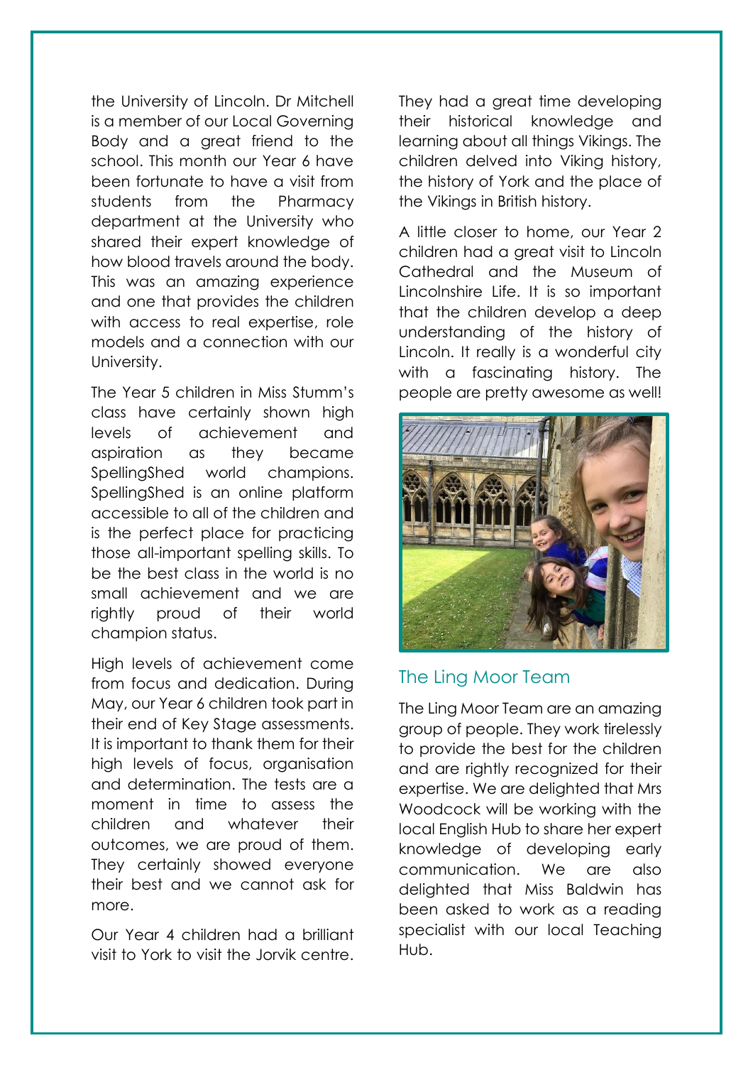the University of Lincoln. Dr Mitchell is a member of our Local Governing Body and a great friend to the school. This month our Year 6 have been fortunate to have a visit from students from the Pharmacy department at the University who shared their expert knowledge of how blood travels around the body. This was an amazing experience and one that provides the children with access to real expertise, role models and a connection with our University.

The Year 5 children in Miss Stumm's class have certainly shown high levels of achievement and aspiration as they became SpellingShed world champions. SpellingShed is an online platform accessible to all of the children and is the perfect place for practicing those all-important spelling skills. To be the best class in the world is no small achievement and we are rightly proud of their world champion status.

High levels of achievement come from focus and dedication. During May, our Year 6 children took part in their end of Key Stage assessments. It is important to thank them for their high levels of focus, organisation and determination. The tests are a moment in time to assess the children and whatever their outcomes, we are proud of them. They certainly showed everyone their best and we cannot ask for more.

Our Year 4 children had a brilliant visit to York to visit the Jorvik centre. They had a great time developing their historical knowledge and learning about all things Vikings. The children delved into Viking history, the history of York and the place of the Vikings in British history.

A little closer to home, our Year 2 children had a great visit to Lincoln Cathedral and the Museum of Lincolnshire Life. It is so important that the children develop a deep understanding of the history of Lincoln. It really is a wonderful city with a fascinating history. The people are pretty awesome as well!

## The Ling Moor Team

The Ling Moor Team are an amazing group of people. They work tirelessly to provide the best for the children and are rightly recognized for their expertise. We are delighted that Mrs Woodcock will be working with the local English Hub to share her expert knowledge of developing early communication. We are also delighted that Miss Baldwin has been asked to work as a reading specialist with our local Teaching Hub.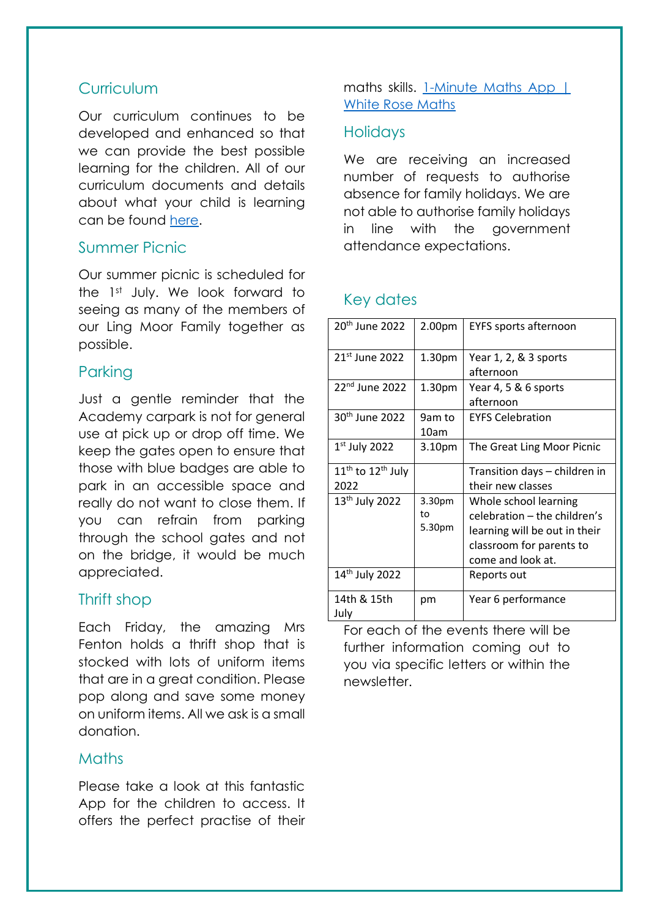## Curriculum

Our curriculum continues to be developed and enhanced so that we can provide the best possible learning for the children. All of our curriculum documents and details about what your child is learning can be found here.

## Summer Picnic

Our summer picnic is scheduled for the 1st July. We look forward to seeing as many of the members of our Ling Moor Family together as possible.

## Parking

Just a gentle reminder that the Academy carpark is not for general use at pick up or drop off time. We keep the gates open to ensure that those with blue badges are able to park in an accessible space and really do not want to close them. If you can refrain from parking through the school gates and not on the bridge, it would be much appreciated.

## Thrift shop

Each Friday, the amazing Mrs Fenton holds a thrift shop that is stocked with lots of uniform items that are in a great condition. Please pop along and save some money on uniform items. All we ask is a small donation.

## Maths

Please take a look at this fantastic App for the children to access. It offers the perfect practise of their maths skills. 1-Minute Maths App | White Rose Maths

## Holidays

We are receiving an increased number of requests to authorise absence for family holidays. We are not able to authorise family holidays in line with the government attendance expectations.

## Key dates

| | | |
|---|---|---|
| 20th June 2022 | 2.00pm | EYFS sports afternoon |
| 21st June 2022 | 1.30pm | Year 1, 2, & 3 sports afternoon |
| 22nd June 2022 | 1.30pm | Year 4, 5 & 6 sports afternoon |
| 30th June 2022 | 9am to 10am | EYFS Celebration |
| 1st July 2022 | 3.10pm | The Great Ling Moor Picnic |
| 11th to 12th July 2022 | | Transition days – children in their new classes |
| 13th July 2022 | 3.30pm to 5.30pm | Whole school learning celebration – the children's learning will be out in their classroom for parents to come and look at. |
| 14th July 2022 | | Reports out |
| 14th & 15th July | pm | Year 6 performance |

For each of the events there will be further information coming out to you via specific letters or within the newsletter.